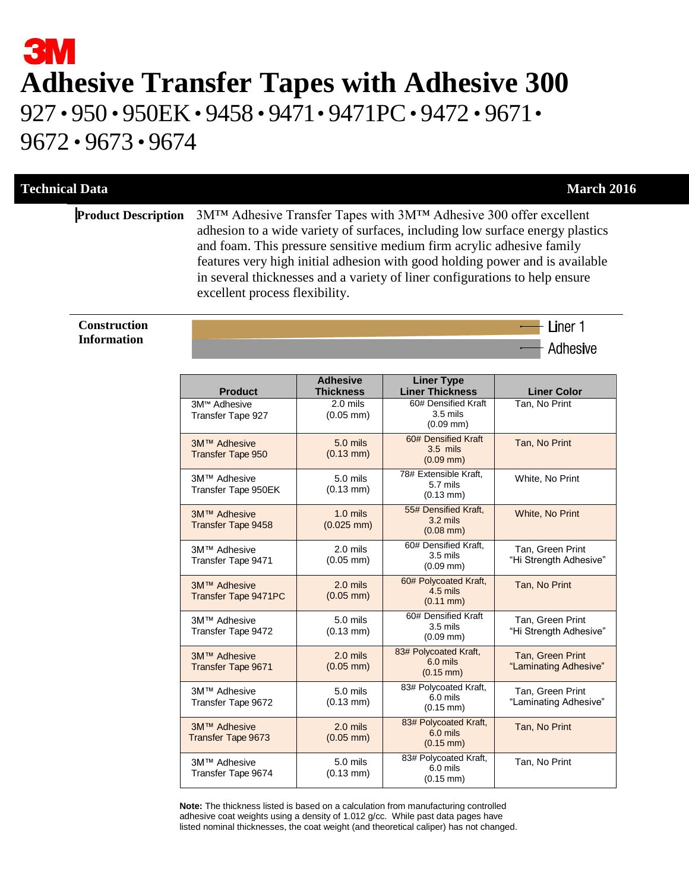# 3M

# Adhesive Transfer Tapes with Adhesive 300

927 • 950 • 950EK • 9458 • 9471 • 9471PC • 9472 • 9671 • 9672 • 9673 • 9674

**Technical Data** **March 2016**

**Product Description** 3M™ Adhesive Transfer Tapes with 3M™ Adhesive 300 offer excellent adhesion to a wide variety of surfaces, including low surface energy plastics and foam. This pressure sensitive medium firm acrylic adhesive family features very high initial adhesion with good holding power and is available in several thicknesses and a variety of liner configurations to help ensure excellent process flexibility.

**Construction Information**

Liner 1

Adhesive

| Product | Adhesive Thickness | Liner Type Liner Thickness | Liner Color |
|---|---|---|---|
| 3M™ Adhesive Transfer Tape 927 | 2.0 mils (0.05 mm) | 60# Densified Kraft 3.5 mils (0.09 mm) | Tan, No Print |
| 3M™ Adhesive Transfer Tape 950 | 5.0 mils (0.13 mm) | 60# Densified Kraft 3.5 mils (0.09 mm) | Tan, No Print |
| 3M™ Adhesive Transfer Tape 950EK | 5.0 mils (0.13 mm) | 78# Extensible Kraft, 5.7 mils (0.13 mm) | White, No Print |
| 3M™ Adhesive Transfer Tape 9458 | 1.0 mils (0.025 mm) | 55# Densified Kraft, 3.2 mils (0.08 mm) | White, No Print |
| 3M™ Adhesive Transfer Tape 9471 | 2.0 mils (0.05 mm) | 60# Densified Kraft, 3.5 mils (0.09 mm) | Tan, Green Print "Hi Strength Adhesive" |
| 3M™ Adhesive Transfer Tape 9471PC | 2.0 mils (0.05 mm) | 60# Polycoated Kraft, 4.5 mils (0.11 mm) | Tan, No Print |
| 3M™ Adhesive Transfer Tape 9472 | 5.0 mils (0.13 mm) | 60# Densified Kraft 3.5 mils (0.09 mm) | Tan, Green Print "Hi Strength Adhesive" |
| 3M™ Adhesive Transfer Tape 9671 | 2.0 mils (0.05 mm) | 83# Polycoated Kraft, 6.0 mils (0.15 mm) | Tan, Green Print "Laminating Adhesive" |
| 3M™ Adhesive Transfer Tape 9672 | 5.0 mils (0.13 mm) | 83# Polycoated Kraft, 6.0 mils (0.15 mm) | Tan, Green Print "Laminating Adhesive" |
| 3M™ Adhesive Transfer Tape 9673 | 2.0 mils (0.05 mm) | 83# Polycoated Kraft, 6.0 mils (0.15 mm) | Tan, No Print |
| 3M™ Adhesive Transfer Tape 9674 | 5.0 mils (0.13 mm) | 83# Polycoated Kraft, 6.0 mils (0.15 mm) | Tan, No Print |

**Note:** The thickness listed is based on a calculation from manufacturing controlled adhesive coat weights using a density of 1.012 g/cc. While past data pages have listed nominal thicknesses, the coat weight (and theoretical caliper) has not changed.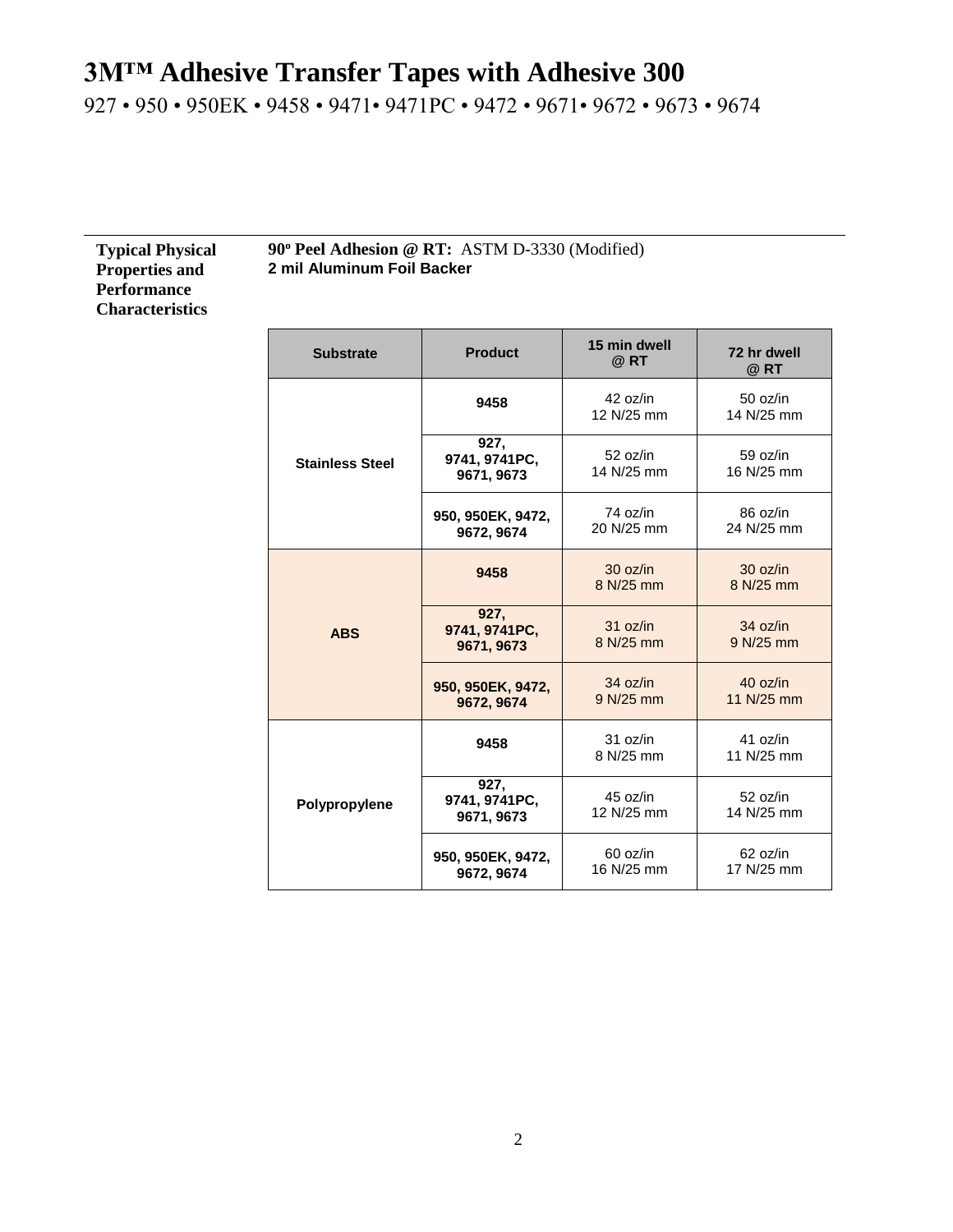# 3M™ Adhesive Transfer Tapes with Adhesive 300

927 • 950 • 950EK • 9458 • 9471• 9471PC • 9472 • 9671• 9672 • 9673 • 9674

**Typical Physical Properties and Performance Characteristics**

**90º Peel Adhesion @ RT:** ASTM D-3330 (Modified)
**2 mil Aluminum Foil Backer**

| Substrate | Product | 15 min dwell @ RT | 72 hr dwell @ RT |
|---|---|---|---|
| Stainless Steel | 9458 | 42 oz/in<br>12 N/25 mm | 50 oz/in<br>14 N/25 mm |
| | 927, 9741, 9741PC, 9671, 9673 | 52 oz/in<br>14 N/25 mm | 59 oz/in<br>16 N/25 mm |
| | 950, 950EK, 9472, 9672, 9674 | 74 oz/in<br>20 N/25 mm | 86 oz/in<br>24 N/25 mm |
| ABS | 9458 | 30 oz/in<br>8 N/25 mm | 30 oz/in<br>8 N/25 mm |
| | 927, 9741, 9741PC, 9671, 9673 | 31 oz/in<br>8 N/25 mm | 34 oz/in<br>9 N/25 mm |
| | 950, 950EK, 9472, 9672, 9674 | 34 oz/in<br>9 N/25 mm | 40 oz/in<br>11 N/25 mm |
| Polypropylene | 9458 | 31 oz/in<br>8 N/25 mm | 41 oz/in<br>11 N/25 mm |
| | 927, 9741, 9741PC, 9671, 9673 | 45 oz/in<br>12 N/25 mm | 52 oz/in<br>14 N/25 mm |
| | 950, 950EK, 9472, 9672, 9674 | 60 oz/in<br>16 N/25 mm | 62 oz/in<br>17 N/25 mm |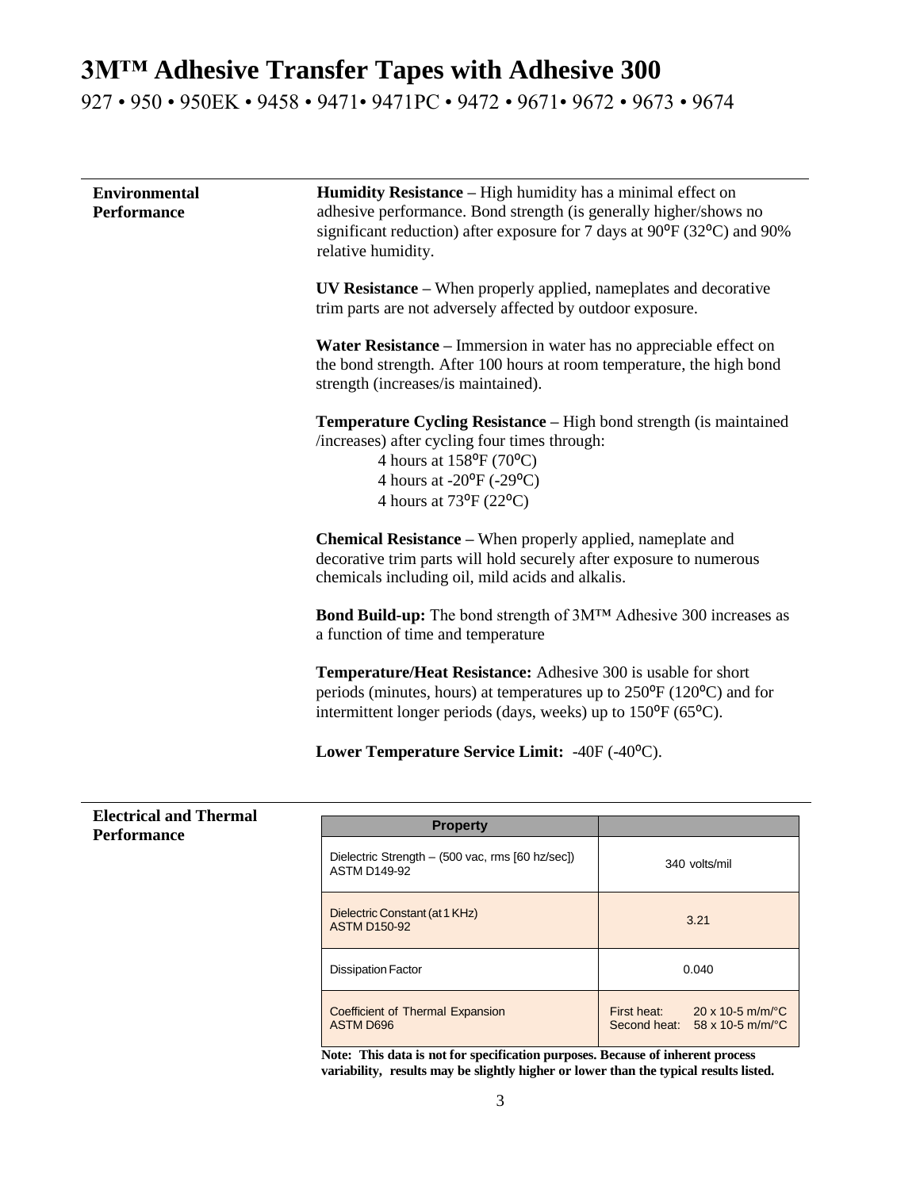# 3M™ Adhesive Transfer Tapes with Adhesive 300

927 • 950 • 950EK • 9458 • 9471• 9471PC • 9472 • 9671• 9672 • 9673 • 9674

## Environmental Performance

**Humidity Resistance** – High humidity has a minimal effect on adhesive performance. Bond strength (is generally higher/shows no significant reduction) after exposure for 7 days at 90°F (32°C) and 90% relative humidity.

**UV Resistance** – When properly applied, nameplates and decorative trim parts are not adversely affected by outdoor exposure.

**Water Resistance** – Immersion in water has no appreciable effect on the bond strength. After 100 hours at room temperature, the high bond strength (increases/is maintained).

**Temperature Cycling Resistance** – High bond strength (is maintained /increases) after cycling four times through:

- 4 hours at 158°F (70°C)
- 4 hours at -20°F (-29°C)
- 4 hours at 73°F (22°C)

**Chemical Resistance** – When properly applied, nameplate and decorative trim parts will hold securely after exposure to numerous chemicals including oil, mild acids and alkalis.

**Bond Build-up:** The bond strength of 3M™ Adhesive 300 increases as a function of time and temperature

**Temperature/Heat Resistance:** Adhesive 300 is usable for short periods (minutes, hours) at temperatures up to 250°F (120°C) and for intermittent longer periods (days, weeks) up to 150°F (65°C).

**Lower Temperature Service Limit:** -40F (-40°C).

## Electrical and Thermal Performance

| Property | |
|---|---|
| Dielectric Strength – (500 vac, rms [60 hz/sec]) ASTM D149-92 | 340 volts/mil |
| Dielectric Constant (at 1 KHz) ASTM D150-92 | 3.21 |
| Dissipation Factor | 0.040 |
| Coefficient of Thermal Expansion ASTM D696 | First heat: 20 x 10-5 m/m/°C<br>Second heat: 58 x 10-5 m/m/°C |

**Note: This data is not for specification purposes. Because of inherent process variability, results may be slightly higher or lower than the typical results listed.**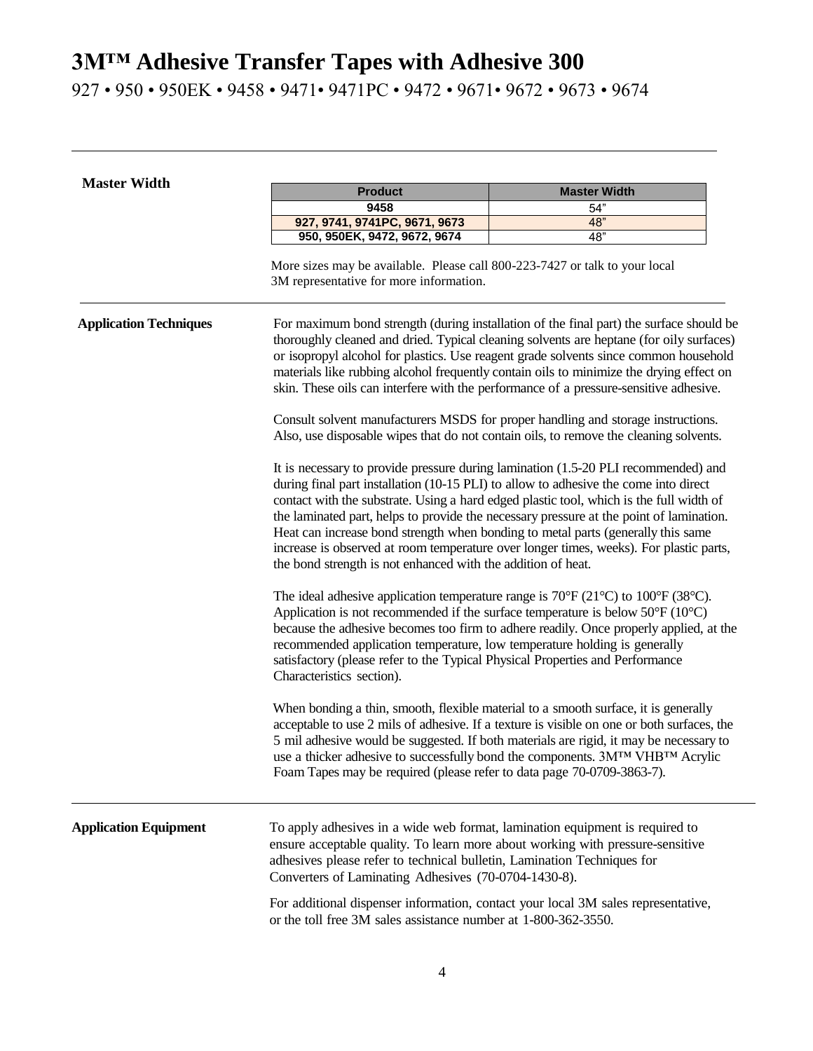# 3M™ Adhesive Transfer Tapes with Adhesive 300

927 • 950 • 950EK • 9458 • 9471• 9471PC • 9472 • 9671• 9672 • 9673 • 9674

## Master Width

| Product | Master Width |
|---|---|
| 9458 | 54" |
| 927, 9741, 9741PC, 9671, 9673 | 48" |
| 950, 950EK, 9472, 9672, 9674 | 48" |

More sizes may be available. Please call 800-223-7427 or talk to your local 3M representative for more information.

## Application Techniques

For maximum bond strength (during installation of the final part) the surface should be thoroughly cleaned and dried. Typical cleaning solvents are heptane (for oily surfaces) or isopropyl alcohol for plastics. Use reagent grade solvents since common household materials like rubbing alcohol frequently contain oils to minimize the drying effect on skin. These oils can interfere with the performance of a pressure-sensitive adhesive.

Consult solvent manufacturers MSDS for proper handling and storage instructions. Also, use disposable wipes that do not contain oils, to remove the cleaning solvents.

It is necessary to provide pressure during lamination (1.5-20 PLI recommended) and during final part installation (10-15 PLI) to allow to adhesive the come into direct contact with the substrate. Using a hard edged plastic tool, which is the full width of the laminated part, helps to provide the necessary pressure at the point of lamination. Heat can increase bond strength when bonding to metal parts (generally this same increase is observed at room temperature over longer times, weeks). For plastic parts, the bond strength is not enhanced with the addition of heat.

The ideal adhesive application temperature range is 70°F (21°C) to 100°F (38°C). Application is not recommended if the surface temperature is below 50°F (10°C) because the adhesive becomes too firm to adhere readily. Once properly applied, at the recommended application temperature, low temperature holding is generally satisfactory (please refer to the Typical Physical Properties and Performance Characteristics section).

When bonding a thin, smooth, flexible material to a smooth surface, it is generally acceptable to use 2 mils of adhesive. If a texture is visible on one or both surfaces, the 5 mil adhesive would be suggested. If both materials are rigid, it may be necessary to use a thicker adhesive to successfully bond the components. 3M™ VHB™ Acrylic Foam Tapes may be required (please refer to data page 70-0709-3863-7).

## Application Equipment

To apply adhesives in a wide web format, lamination equipment is required to ensure acceptable quality. To learn more about working with pressure-sensitive adhesives please refer to technical bulletin, Lamination Techniques for Converters of Laminating Adhesives (70-0704-1430-8).

For additional dispenser information, contact your local 3M sales representative, or the toll free 3M sales assistance number at 1-800-362-3550.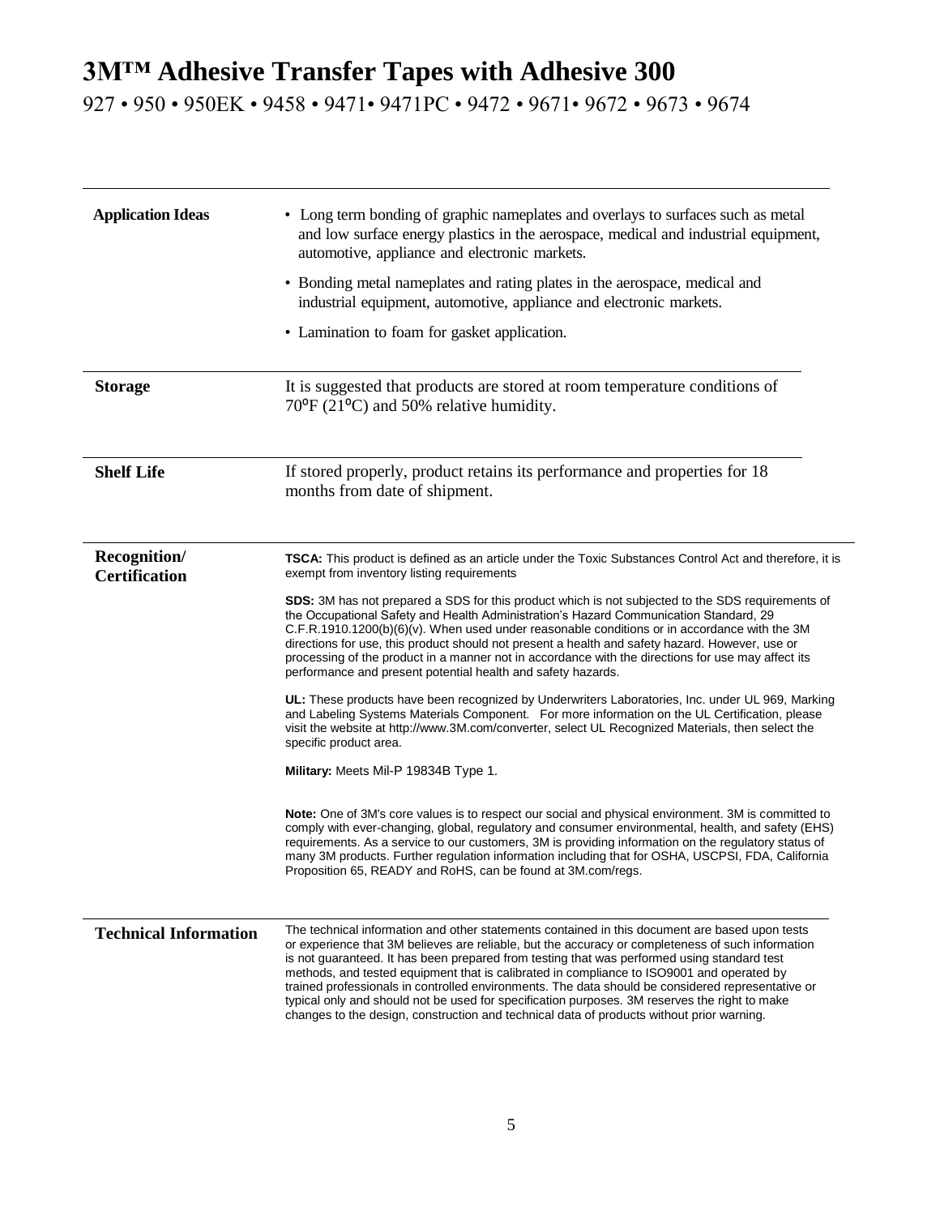# 3M™ Adhesive Transfer Tapes with Adhesive 300

927 • 950 • 950EK • 9458 • 9471• 9471PC • 9472 • 9671• 9672 • 9673 • 9674

---

**Application Ideas**

- Long term bonding of graphic nameplates and overlays to surfaces such as metal and low surface energy plastics in the aerospace, medical and industrial equipment, automotive, appliance and electronic markets.
- Bonding metal nameplates and rating plates in the aerospace, medical and industrial equipment, automotive, appliance and electronic markets.
- Lamination to foam for gasket application.

---

**Storage**

It is suggested that products are stored at room temperature conditions of 70°F (21°C) and 50% relative humidity.

---

**Shelf Life**

If stored properly, product retains its performance and properties for 18 months from date of shipment.

---

**Recognition/ Certification**

**TSCA:** This product is defined as an article under the Toxic Substances Control Act and therefore, it is exempt from inventory listing requirements

**SDS:** 3M has not prepared a SDS for this product which is not subjected to the SDS requirements of the Occupational Safety and Health Administration's Hazard Communication Standard, 29 C.F.R.1910.1200(b)(6)(v). When used under reasonable conditions or in accordance with the 3M directions for use, this product should not present a health and safety hazard. However, use or processing of the product in a manner not in accordance with the directions for use may affect its performance and present potential health and safety hazards.

**UL:** These products have been recognized by Underwriters Laboratories, Inc. under UL 969, Marking and Labeling Systems Materials Component. For more information on the UL Certification, please visit the website at http://www.3M.com/converter, select UL Recognized Materials, then select the specific product area.

**Military:** Meets Mil-P 19834B Type 1.

**Note:** One of 3M's core values is to respect our social and physical environment. 3M is committed to comply with ever-changing, global, regulatory and consumer environmental, health, and safety (EHS) requirements. As a service to our customers, 3M is providing information on the regulatory status of many 3M products. Further regulation information including that for OSHA, USCPSI, FDA, California Proposition 65, READY and RoHS, can be found at 3M.com/regs.

---

**Technical Information**

The technical information and other statements contained in this document are based upon tests or experience that 3M believes are reliable, but the accuracy or completeness of such information is not guaranteed. It has been prepared from testing that was performed using standard test methods, and tested equipment that is calibrated in compliance to ISO9001 and operated by trained professionals in controlled environments. The data should be considered representative or typical only and should not be used for specification purposes. 3M reserves the right to make changes to the design, construction and technical data of products without prior warning.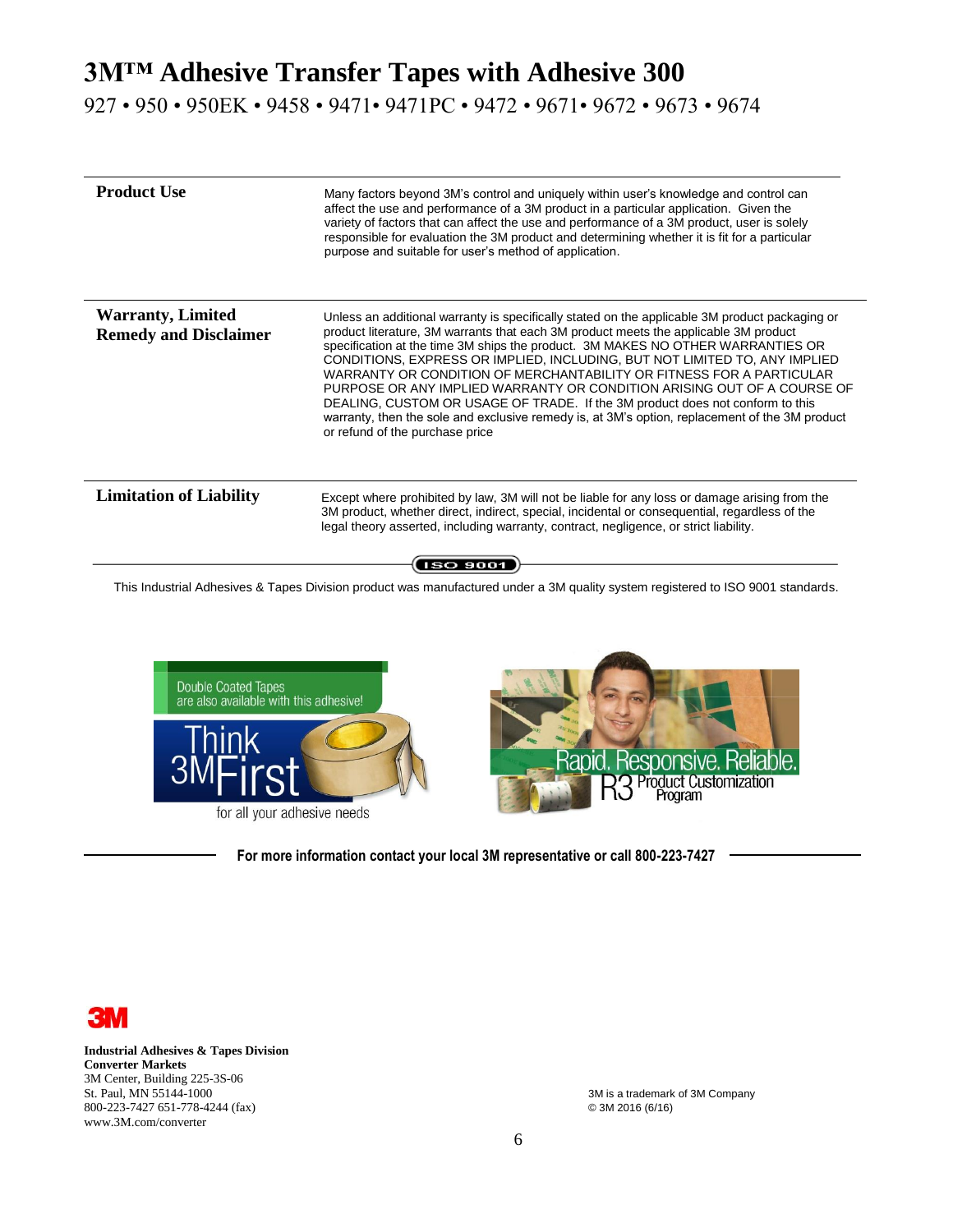# 3M™ Adhesive Transfer Tapes with Adhesive 300

927 • 950 • 950EK • 9458 • 9471• 9471PC • 9472 • 9671• 9672 • 9673 • 9674

**Product Use**

Many factors beyond 3M's control and uniquely within user's knowledge and control can affect the use and performance of a 3M product in a particular application. Given the variety of factors that can affect the use and performance of a 3M product, user is solely responsible for evaluation the 3M product and determining whether it is fit for a particular purpose and suitable for user's method of application.

**Warranty, Limited Remedy and Disclaimer**

Unless an additional warranty is specifically stated on the applicable 3M product packaging or product literature, 3M warrants that each 3M product meets the applicable 3M product specification at the time 3M ships the product. 3M MAKES NO OTHER WARRANTIES OR CONDITIONS, EXPRESS OR IMPLIED, INCLUDING, BUT NOT LIMITED TO, ANY IMPLIED WARRANTY OR CONDITION OF MERCHANTABILITY OR FITNESS FOR A PARTICULAR PURPOSE OR ANY IMPLIED WARRANTY OR CONDITION ARISING OUT OF A COURSE OF DEALING, CUSTOM OR USAGE OF TRADE. If the 3M product does not conform to this warranty, then the sole and exclusive remedy is, at 3M's option, replacement of the 3M product or refund of the purchase price

**Limitation of Liability**

Except where prohibited by law, 3M will not be liable for any loss or damage arising from the 3M product, whether direct, indirect, special, incidental or consequential, regardless of the legal theory asserted, including warranty, contract, negligence, or strict liability.

ISO 9001

This Industrial Adhesives & Tapes Division product was manufactured under a 3M quality system registered to ISO 9001 standards.

Double Coated Tapes are also available with this adhesive!

Think 3MFirst for all your adhesive needs

Rapid. Responsive. Reliable. R3 Product Customization Program

**For more information contact your local 3M representative or call 800-223-7427**

3M

**Industrial Adhesives & Tapes Division**
**Converter Markets**
3M Center, Building 225-3S-06
St. Paul, MN 55144-1000
800-223-7427 651-778-4244 (fax)
www.3M.com/converter

3M is a trademark of 3M Company
© 3M 2016 (6/16)